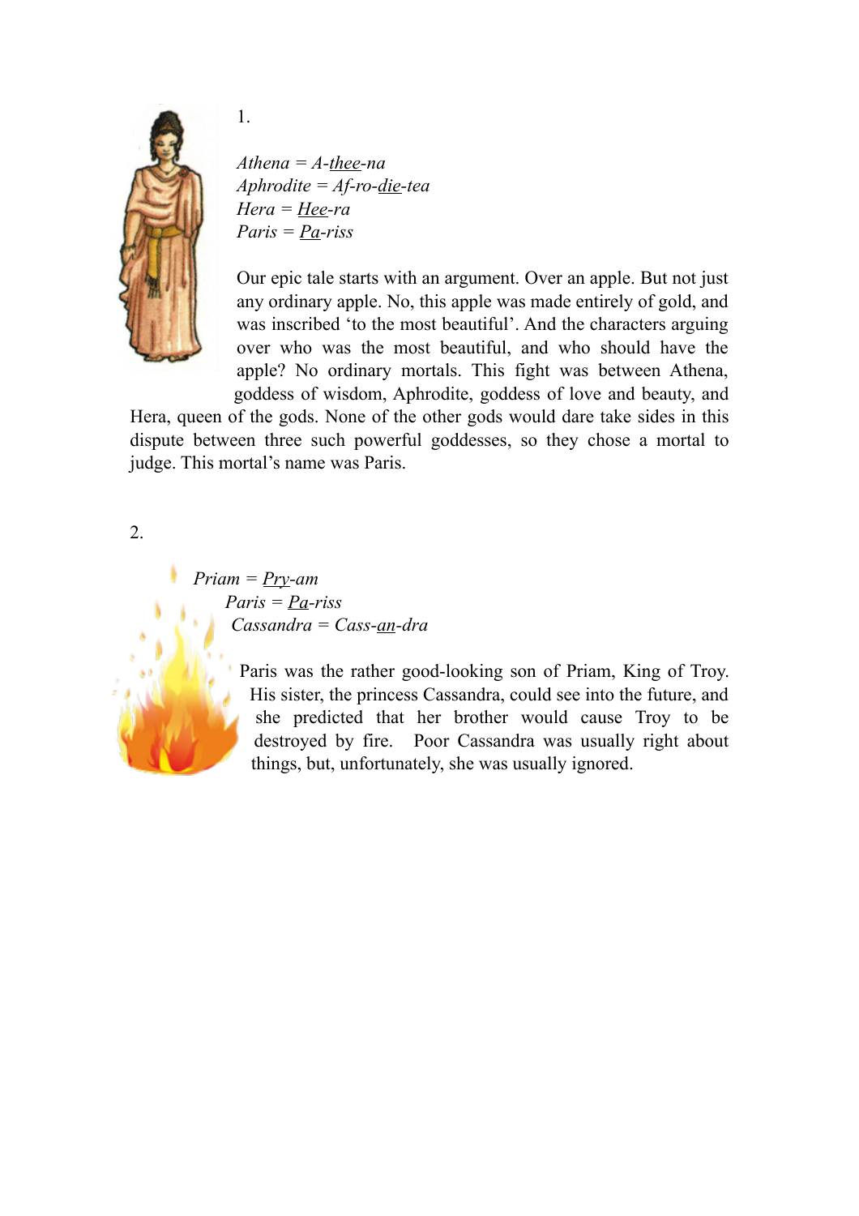1.

*Athena = A-<u>thee</u>-na*
*Aphrodite = Af-ro-<u>die</u>-tea*
*Hera = <u>Hee</u>-ra*
*Paris = <u>Pa</u>-riss*

Our epic tale starts with an argument. Over an apple. But not just any ordinary apple. No, this apple was made entirely of gold, and was inscribed ‘to the most beautiful’. And the characters arguing over who was the most beautiful, and who should have the apple? No ordinary mortals. This fight was between Athena, goddess of wisdom, Aphrodite, goddess of love and beauty, and Hera, queen of the gods. None of the other gods would dare take sides in this dispute between three such powerful goddesses, so they chose a mortal to judge. This mortal’s name was Paris.

2.

*Priam = <u>Pry</u>-am*
*Paris = <u>Pa</u>-riss*
*Cassandra = Cass-<u>an</u>-dra*

Paris was the rather good-looking son of Priam, King of Troy. His sister, the princess Cassandra, could see into the future, and she predicted that her brother would cause Troy to be destroyed by fire. Poor Cassandra was usually right about things, but, unfortunately, she was usually ignored.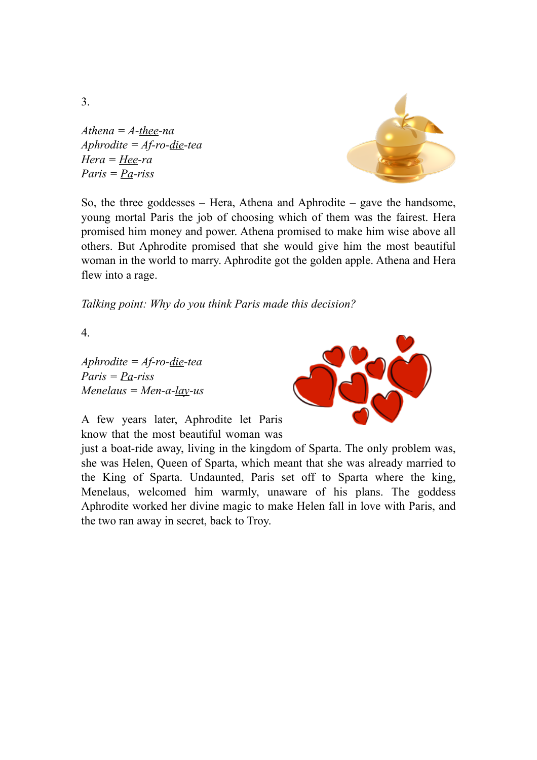3.

*Athena = A-<u>thee</u>-na*  
*Aphrodite = Af-ro-<u>die</u>-tea*  
*Hera = <u>Hee</u>-ra*  
*Paris = <u>Pa</u>-riss*

So, the three goddesses – Hera, Athena and Aphrodite – gave the handsome, young mortal Paris the job of choosing which of them was the fairest. Hera promised him money and power. Athena promised to make him wise above all others. But Aphrodite promised that she would give him the most beautiful woman in the world to marry. Aphrodite got the golden apple. Athena and Hera flew into a rage.

*Talking point: Why do you think Paris made this decision?*

4.

*Aphrodite = Af-ro-<u>die</u>-tea*  
*Paris = <u>Pa</u>-riss*  
*Menelaus = Men-a-<u>lay</u>-us*

A few years later, Aphrodite let Paris know that the most beautiful woman was just a boat-ride away, living in the kingdom of Sparta. The only problem was, she was Helen, Queen of Sparta, which meant that she was already married to the King of Sparta. Undaunted, Paris set off to Sparta where the king, Menelaus, welcomed him warmly, unaware of his plans. The goddess Aphrodite worked her divine magic to make Helen fall in love with Paris, and the two ran away in secret, back to Troy.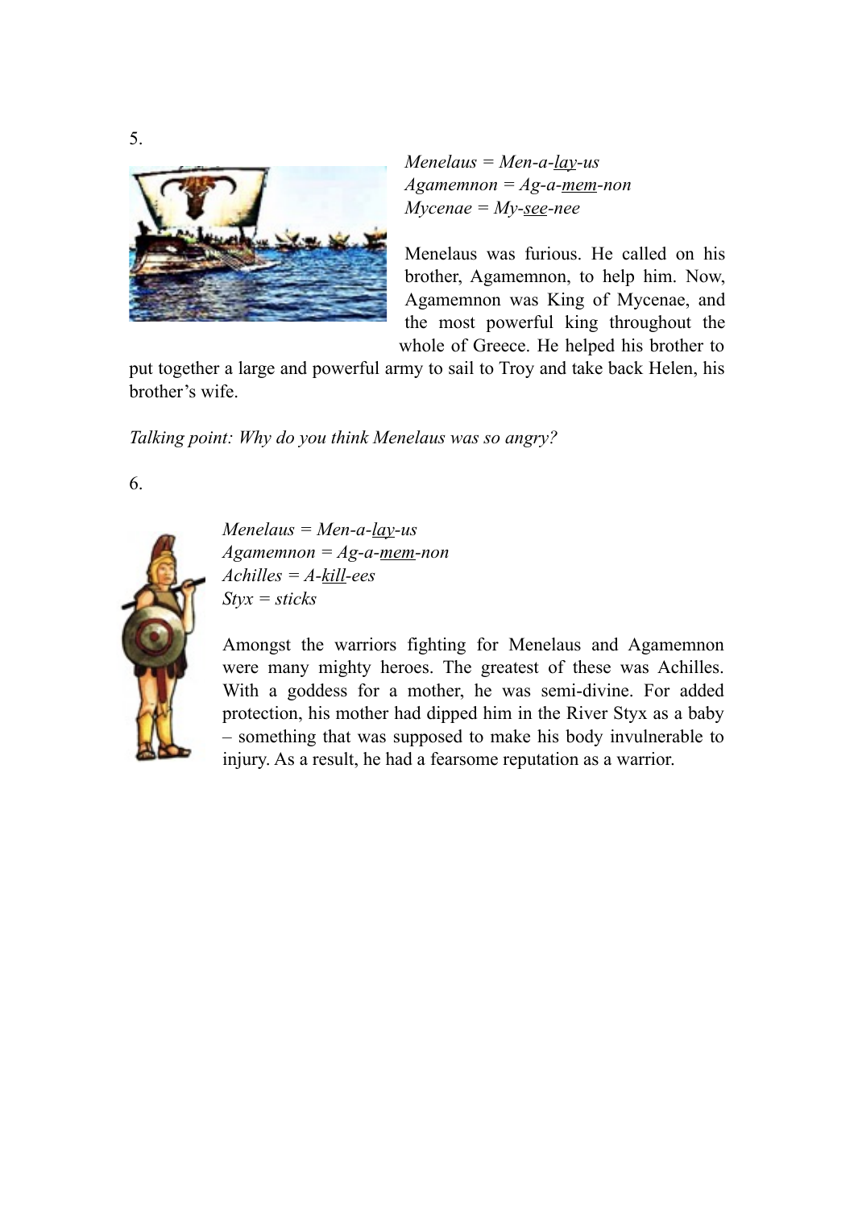5.

*Menelaus = Men-a-<u>lay</u>-us*
*Agamemnon = Ag-a-<u>mem</u>-non*
*Mycenae = My-<u>see</u>-nee*

Menelaus was furious. He called on his brother, Agamemnon, to help him. Now, Agamemnon was King of Mycenae, and the most powerful king throughout the whole of Greece. He helped his brother to put together a large and powerful army to sail to Troy and take back Helen, his brother's wife.

*Talking point: Why do you think Menelaus was so angry?*

6.

*Menelaus = Men-a-<u>lay</u>-us*
*Agamemnon = Ag-a-<u>mem</u>-non*
*Achilles = A-<u>kill</u>-ees*
*Styx = sticks*

Amongst the warriors fighting for Menelaus and Agamemnon were many mighty heroes. The greatest of these was Achilles. With a goddess for a mother, he was semi-divine. For added protection, his mother had dipped him in the River Styx as a baby – something that was supposed to make his body invulnerable to injury. As a result, he had a fearsome reputation as a warrior.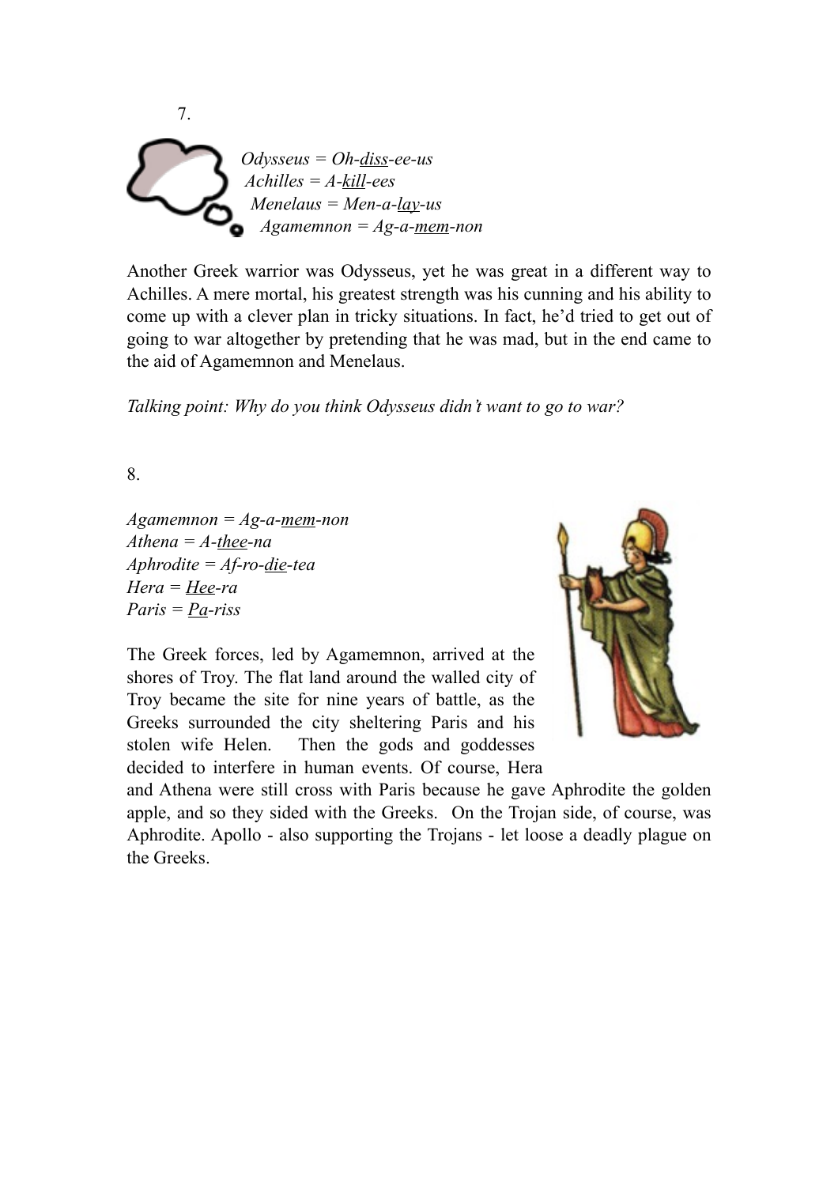7.

*Odysseus = Oh-diss-ee-us*
*Achilles = A-kill-ees*
*Menelaus = Men-a-lay-us*
*Agamemnon = Ag-a-mem-non*

Another Greek warrior was Odysseus, yet he was great in a different way to Achilles. A mere mortal, his greatest strength was his cunning and his ability to come up with a clever plan in tricky situations. In fact, he'd tried to get out of going to war altogether by pretending that he was mad, but in the end came to the aid of Agamemnon and Menelaus.

*Talking point: Why do you think Odysseus didn't want to go to war?*

8.

*Agamemnon = Ag-a-mem-non*
*Athena = A-thee-na*
*Aphrodite = Af-ro-die-tea*
*Hera = Hee-ra*
*Paris = Pa-riss*

The Greek forces, led by Agamemnon, arrived at the shores of Troy. The flat land around the walled city of Troy became the site for nine years of battle, as the Greeks surrounded the city sheltering Paris and his stolen wife Helen. Then the gods and goddesses decided to interfere in human events. Of course, Hera and Athena were still cross with Paris because he gave Aphrodite the golden apple, and so they sided with the Greeks. On the Trojan side, of course, was Aphrodite. Apollo - also supporting the Trojans - let loose a deadly plague on the Greeks.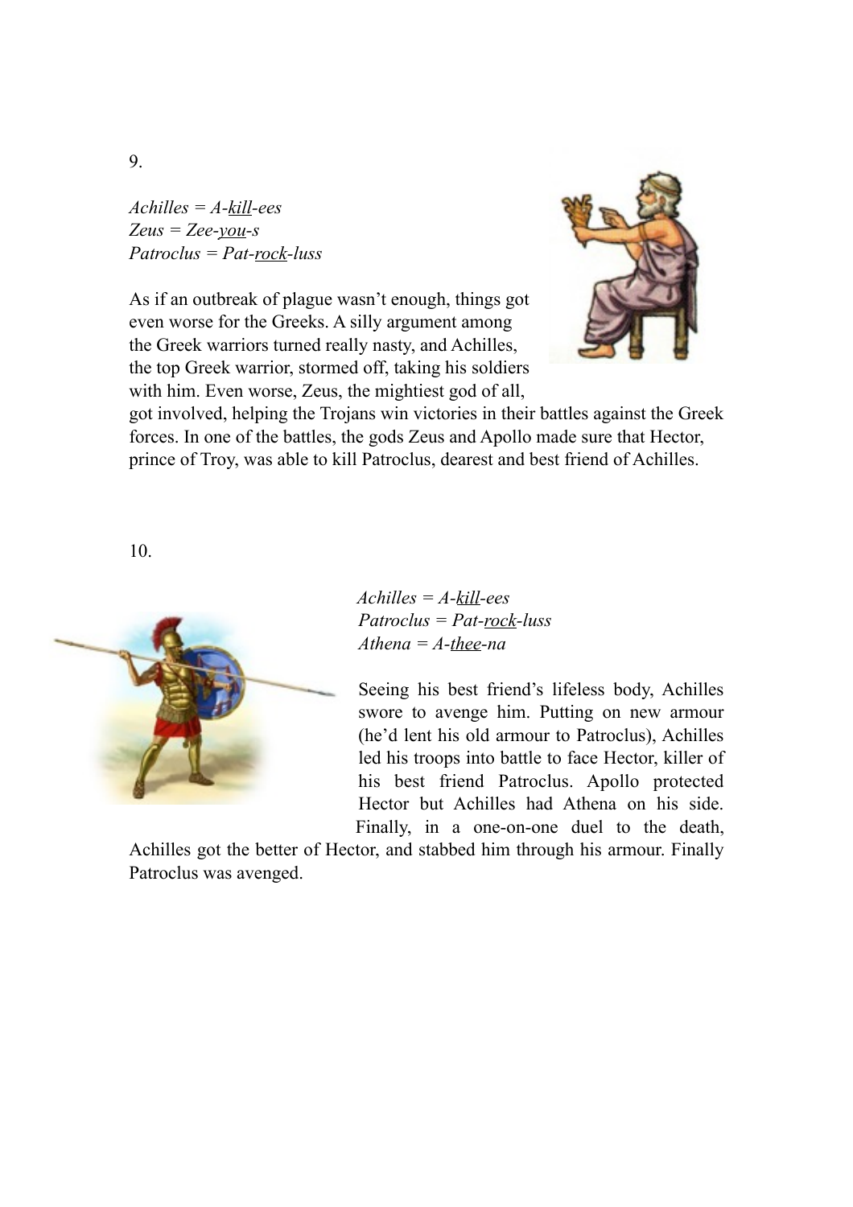9.

*Achilles = A-<u>kill</u>-ees*
*Zeus = Zee-<u>you</u>-s*
*Patroclus = Pat-<u>rock</u>-luss*

As if an outbreak of plague wasn't enough, things got even worse for the Greeks. A silly argument among the Greek warriors turned really nasty, and Achilles, the top Greek warrior, stormed off, taking his soldiers with him. Even worse, Zeus, the mightiest god of all, got involved, helping the Trojans win victories in their battles against the Greek forces. In one of the battles, the gods Zeus and Apollo made sure that Hector, prince of Troy, was able to kill Patroclus, dearest and best friend of Achilles.

10.

*Achilles = A-<u>kill</u>-ees*
*Patroclus = Pat-<u>rock</u>-luss*
*Athena = A-<u>thee</u>-na*

Seeing his best friend's lifeless body, Achilles swore to avenge him. Putting on new armour (he'd lent his old armour to Patroclus), Achilles led his troops into battle to face Hector, killer of his best friend Patroclus. Apollo protected Hector but Achilles had Athena on his side. Finally, in a one-on-one duel to the death, Achilles got the better of Hector, and stabbed him through his armour. Finally Patroclus was avenged.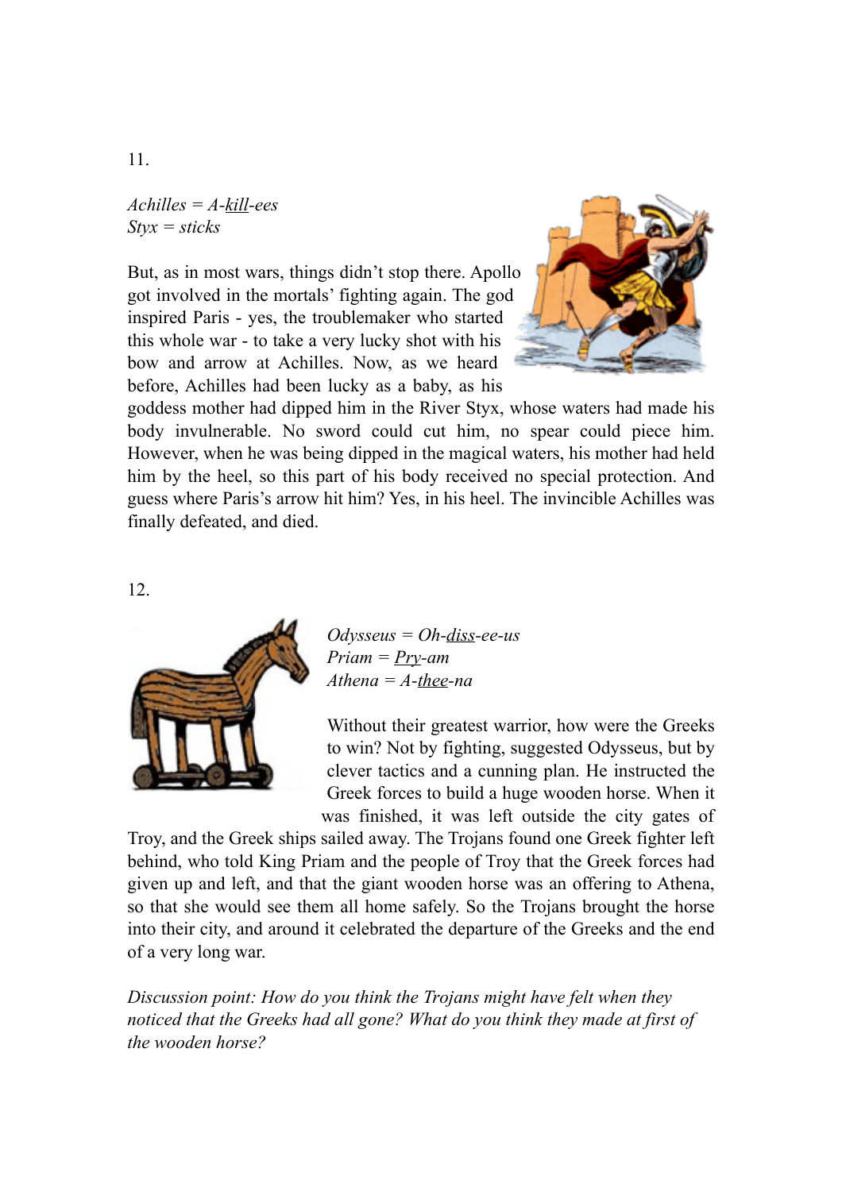11.

*Achilles = A-<u>kill</u>-ees*
*Styx = sticks*

But, as in most wars, things didn't stop there. Apollo got involved in the mortals' fighting again. The god inspired Paris - yes, the troublemaker who started this whole war - to take a very lucky shot with his bow and arrow at Achilles. Now, as we heard before, Achilles had been lucky as a baby, as his goddess mother had dipped him in the River Styx, whose waters had made his body invulnerable. No sword could cut him, no spear could piece him. However, when he was being dipped in the magical waters, his mother had held him by the heel, so this part of his body received no special protection. And guess where Paris's arrow hit him? Yes, in his heel. The invincible Achilles was finally defeated, and died.

12.

*Odysseus = Oh-<u>diss</u>-ee-us*
*Priam = <u>Pry</u>-am*
*Athena = A-<u>thee</u>-na*

Without their greatest warrior, how were the Greeks to win? Not by fighting, suggested Odysseus, but by clever tactics and a cunning plan. He instructed the Greek forces to build a huge wooden horse. When it was finished, it was left outside the city gates of Troy, and the Greek ships sailed away. The Trojans found one Greek fighter left behind, who told King Priam and the people of Troy that the Greek forces had given up and left, and that the giant wooden horse was an offering to Athena, so that she would see them all home safely. So the Trojans brought the horse into their city, and around it celebrated the departure of the Greeks and the end of a very long war.

*Discussion point: How do you think the Trojans might have felt when they noticed that the Greeks had all gone? What do you think they made at first of the wooden horse?*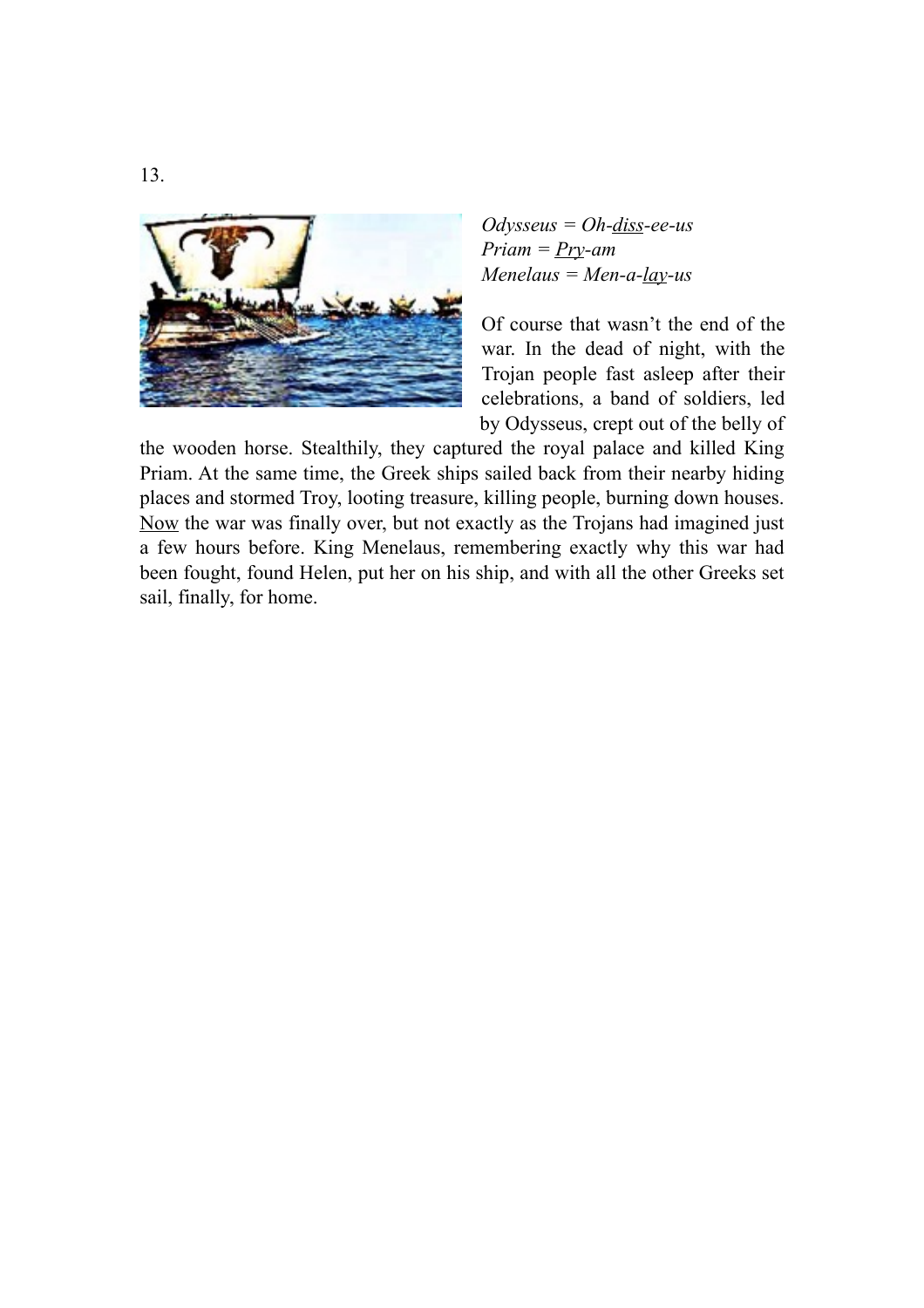13.

*Odysseus = Oh-diss-ee-us*
*Priam = Pry-am*
*Menelaus = Men-a-lay-us*

Of course that wasn't the end of the war. In the dead of night, with the Trojan people fast asleep after their celebrations, a band of soldiers, led by Odysseus, crept out of the belly of the wooden horse. Stealthily, they captured the royal palace and killed King Priam. At the same time, the Greek ships sailed back from their nearby hiding places and stormed Troy, looting treasure, killing people, burning down houses. Now the war was finally over, but not exactly as the Trojans had imagined just a few hours before. King Menelaus, remembering exactly why this war had been fought, found Helen, put her on his ship, and with all the other Greeks set sail, finally, for home.